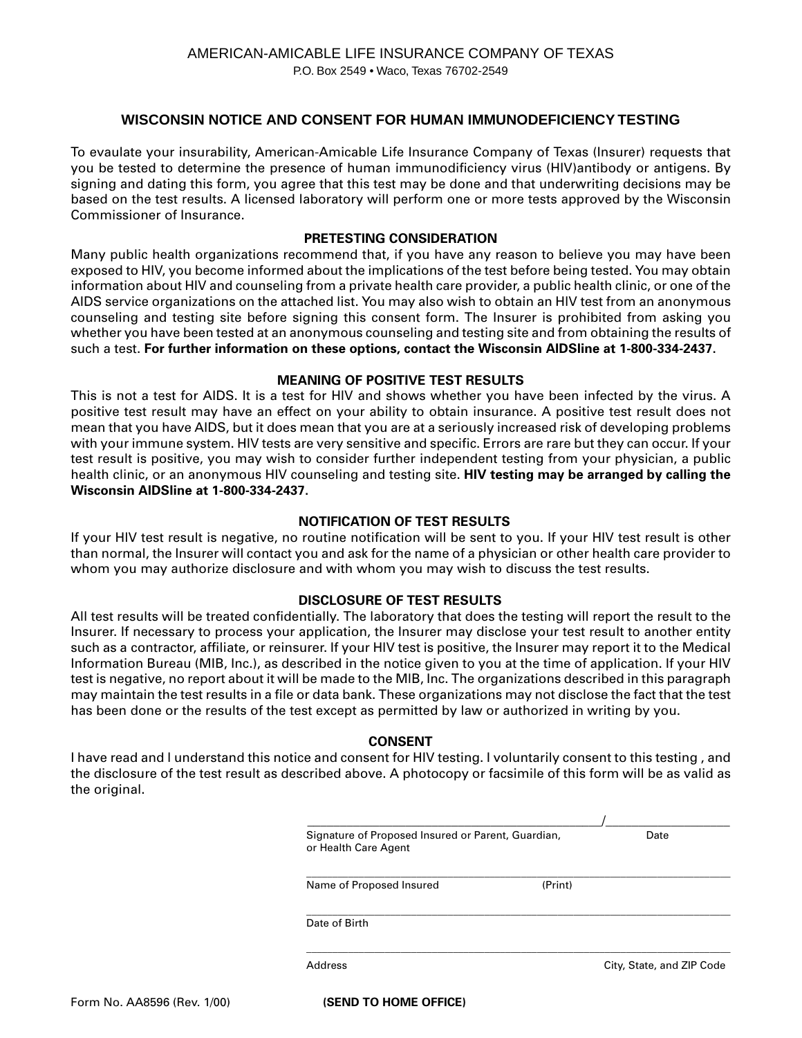AMERICAN-AMICABLE LIFE INSURANCE COMPANY OF TEXAS

P.O. Box 2549 • Waco, Texas 76702-2549

## WISCONSIN NOTICE AND CONSENT FOR HUMAN IMMUNODEFICIENCY TESTING

To evaulate your insurability, American-Amicable Life Insurance Company of Texas (Insurer) requests that you be tested to determine the presence of human immunodificiency virus (HIV)antibody or antigens. By signing and dating this form, you agree that this test may be done and that underwriting decisions may be based on the test results. A licensed laboratory will perform one or more tests approved by the Wisconsin Commissioner of Insurance.

### PRETESTING CONSIDERATION

Many public health organizations recommend that, if you have any reason to believe you may have been exposed to HIV, you become informed about the implications of the test before being tested. You may obtain information about HIV and counseling from a private health care provider, a public health clinic, or one of the AIDS service organizations on the attached list. You may also wish to obtain an HIV test from an anonymous counseling and testing site before signing this consent form. The Insurer is prohibited from asking you whether you have been tested at an anonymous counseling and testing site and from obtaining the results of such a test. **For further information on these options, contact the Wisconsin AIDSline at 1-800-334-2437.**

### MEANING OF POSITIVE TEST RESULTS

This is not a test for AIDS. It is a test for HIV and shows whether you have been infected by the virus. A positive test result may have an effect on your ability to obtain insurance. A positive test result does not mean that you have AIDS, but it does mean that you are at a seriously increased risk of developing problems with your immune system. HIV tests are very sensitive and specific. Errors are rare but they can occur. If your test result is positive, you may wish to consider further independent testing from your physician, a public health clinic, or an anonymous HIV counseling and testing site. **HIV testing may be arranged by calling the Wisconsin AIDSline at 1-800-334-2437.**

### NOTIFICATION OF TEST RESULTS

If your HIV test result is negative, no routine notification will be sent to you. If your HIV test result is other than normal, the Insurer will contact you and ask for the name of a physician or other health care provider to whom you may authorize disclosure and with whom you may wish to discuss the test results.

### DISCLOSURE OF TEST RESULTS

All test results will be treated confidentially. The laboratory that does the testing will report the result to the Insurer. If necessary to process your application, the Insurer may disclose your test result to another entity such as a contractor, affiliate, or reinsurer. If your HIV test is positive, the Insurer may report it to the Medical Information Bureau (MIB, Inc.), as described in the notice given to you at the time of application. If your HIV test is negative, no report about it will be made to the MIB, Inc. The organizations described in this paragraph may maintain the test results in a file or data bank. These organizations may not disclose the fact that the test has been done or the results of the test except as permitted by law or authorized in writing by you.

### CONSENT

I have read and I understand this notice and consent for HIV testing. I voluntarily consent to this testing , and the disclosure of the test result as described above. A photocopy or facsimile of this form will be as valid as the original.

______________________________________________ / ____________________

Signature of Proposed Insured or Parent, Guardian, or Health Care Agent — Date

______________________________________________

Name of Proposed Insured (Print)

______________________________________________

Date of Birth

______________________________________________

Address — City, State, and ZIP Code

Form No. AA8596 (Rev. 1/00) **(SEND TO HOME OFFICE)**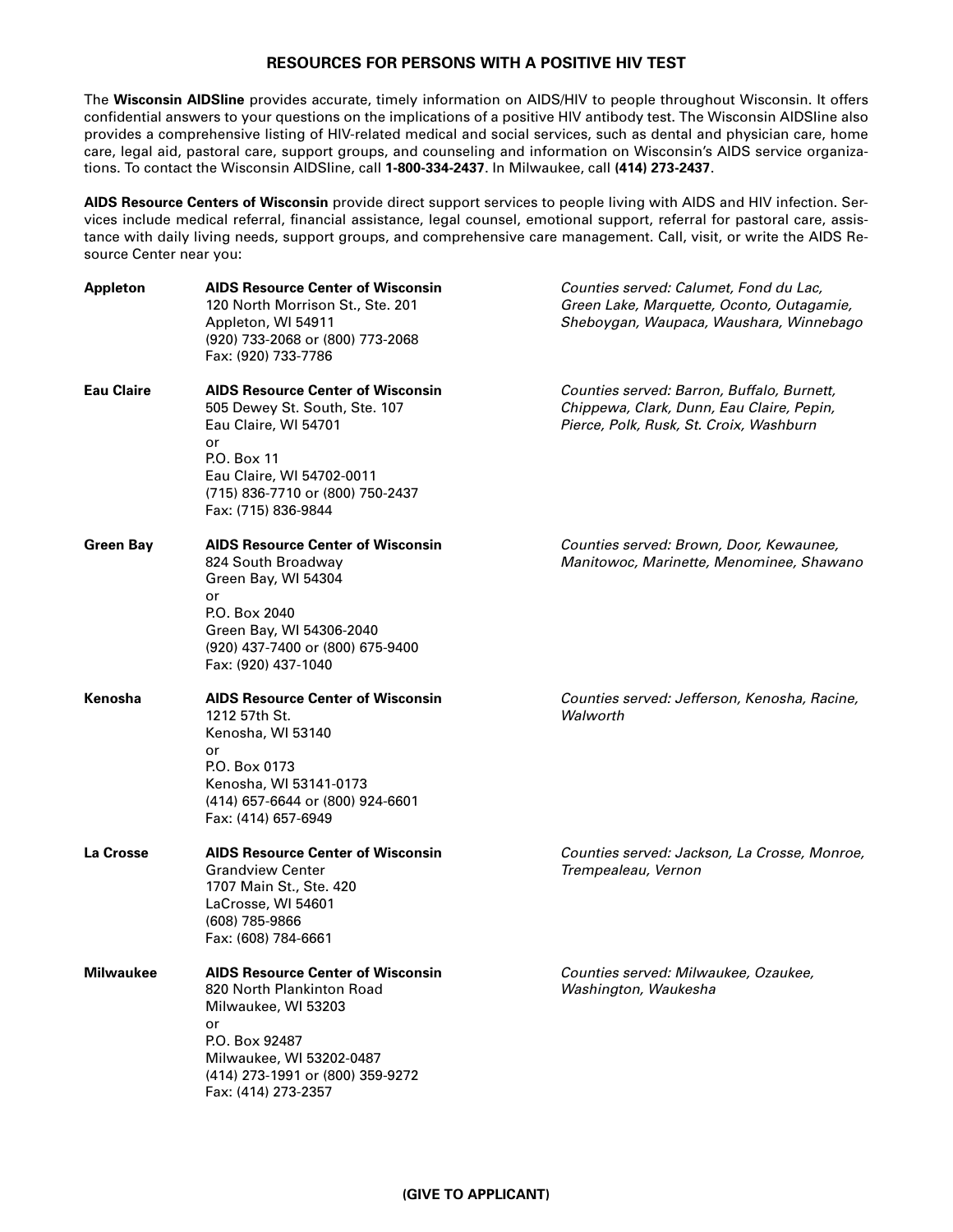## RESOURCES FOR PERSONS WITH A POSITIVE HIV TEST

The **Wisconsin AIDSline** provides accurate, timely information on AIDS/HIV to people throughout Wisconsin. It offers confidential answers to your questions on the implications of a positive HIV antibody test. The Wisconsin AIDSline also provides a comprehensive listing of HIV-related medical and social services, such as dental and physician care, home care, legal aid, pastoral care, support groups, and counseling and information on Wisconsin's AIDS service organizations. To contact the Wisconsin AIDSline, call **1-800-334-2437**. In Milwaukee, call **(414) 273-2437**.

**AIDS Resource Centers of Wisconsin** provide direct support services to people living with AIDS and HIV infection. Services include medical referral, financial assistance, legal counsel, emotional support, referral for pastoral care, assistance with daily living needs, support groups, and comprehensive care management. Call, visit, or write the AIDS Resource Center near you:

| | | |
|---|---|---|
| **Appleton** | **AIDS Resource Center of Wisconsin**<br>120 North Morrison St., Ste. 201<br>Appleton, WI 54911<br>(920) 733-2068 or (800) 773-2068<br>Fax: (920) 733-7786 | *Counties served: Calumet, Fond du Lac, Green Lake, Marquette, Oconto, Outagamie, Sheboygan, Waupaca, Waushara, Winnebago* |
| **Eau Claire** | **AIDS Resource Center of Wisconsin**<br>505 Dewey St. South, Ste. 107<br>Eau Claire, WI 54701<br>or<br>P.O. Box 11<br>Eau Claire, WI 54702-0011<br>(715) 836-7710 or (800) 750-2437<br>Fax: (715) 836-9844 | *Counties served: Barron, Buffalo, Burnett, Chippewa, Clark, Dunn, Eau Claire, Pepin, Pierce, Polk, Rusk, St. Croix, Washburn* |
| **Green Bay** | **AIDS Resource Center of Wisconsin**<br>824 South Broadway<br>Green Bay, WI 54304<br>or<br>P.O. Box 2040<br>Green Bay, WI 54306-2040<br>(920) 437-7400 or (800) 675-9400<br>Fax: (920) 437-1040 | *Counties served: Brown, Door, Kewaunee, Manitowoc, Marinette, Menominee, Shawano* |
| **Kenosha** | **AIDS Resource Center of Wisconsin**<br>1212 57th St.<br>Kenosha, WI 53140<br>or<br>P.O. Box 0173<br>Kenosha, WI 53141-0173<br>(414) 657-6644 or (800) 924-6601<br>Fax: (414) 657-6949 | *Counties served: Jefferson, Kenosha, Racine, Walworth* |
| **La Crosse** | **AIDS Resource Center of Wisconsin**<br>Grandview Center<br>1707 Main St., Ste. 420<br>LaCrosse, WI 54601<br>(608) 785-9866<br>Fax: (608) 784-6661 | *Counties served: Jackson, La Crosse, Monroe, Trempealeau, Vernon* |
| **Milwaukee** | **AIDS Resource Center of Wisconsin**<br>820 North Plankinton Road<br>Milwaukee, WI 53203<br>or<br>P.O. Box 92487<br>Milwaukee, WI 53202-0487<br>(414) 273-1991 or (800) 359-9272<br>Fax: (414) 273-2357 | *Counties served: Milwaukee, Ozaukee, Washington, Waukesha* |

**(GIVE TO APPLICANT)**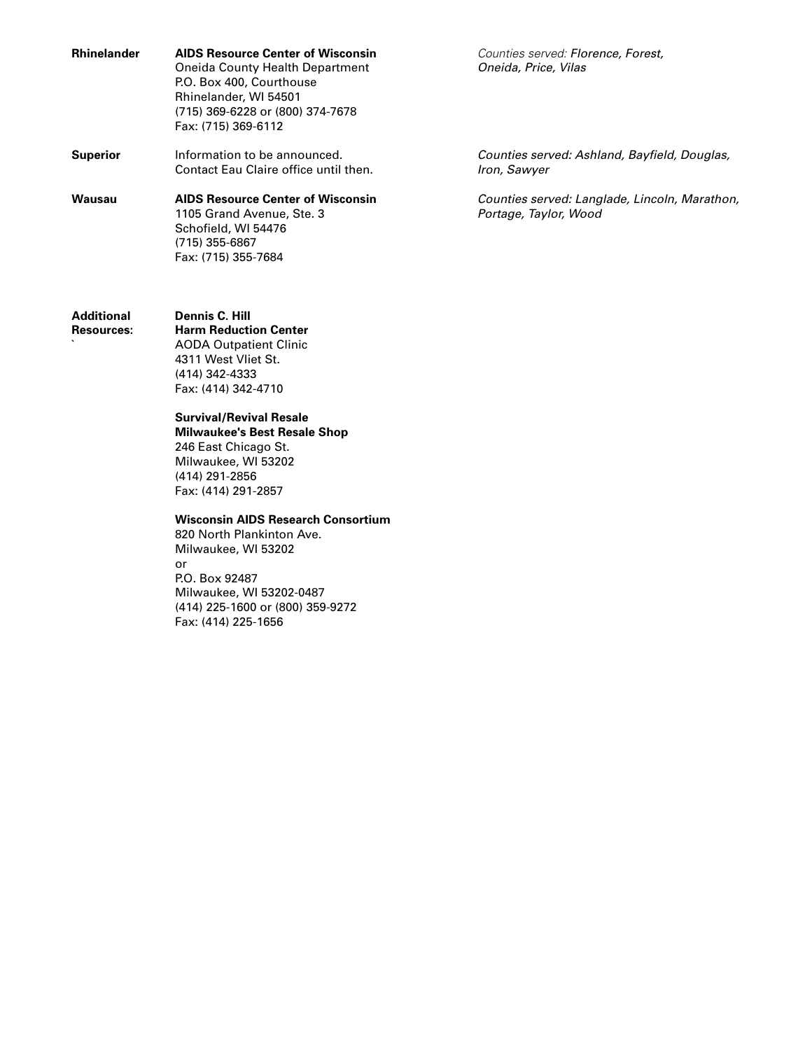**Rhinelander**

**AIDS Resource Center of Wisconsin**
Oneida County Health Department
P.O. Box 400, Courthouse
Rhinelander, WI 54501
(715) 369-6228 or (800) 374-7678
Fax: (715) 369-6112

*Counties served: Florence, Forest, Oneida, Price, Vilas*

**Superior**

Information to be announced.
Contact Eau Claire office until then.

*Counties served: Ashland, Bayfield, Douglas, Iron, Sawyer*

**Wausau**

**AIDS Resource Center of Wisconsin**
1105 Grand Avenue, Ste. 3
Schofield, WI 54476
(715) 355-6867
Fax: (715) 355-7684

*Counties served: Langlade, Lincoln, Marathon, Portage, Taylor, Wood*

**Additional Resources:**

**Dennis C. Hill**
**Harm Reduction Center**
AODA Outpatient Clinic
4311 West Vliet St.
(414) 342-4333
Fax: (414) 342-4710

**Survival/Revival Resale**
**Milwaukee's Best Resale Shop**
246 East Chicago St.
Milwaukee, WI 53202
(414) 291-2856
Fax: (414) 291-2857

**Wisconsin AIDS Research Consortium**
820 North Plankinton Ave.
Milwaukee, WI 53202
or
P.O. Box 92487
Milwaukee, WI 53202-0487
(414) 225-1600 or (800) 359-9272
Fax: (414) 225-1656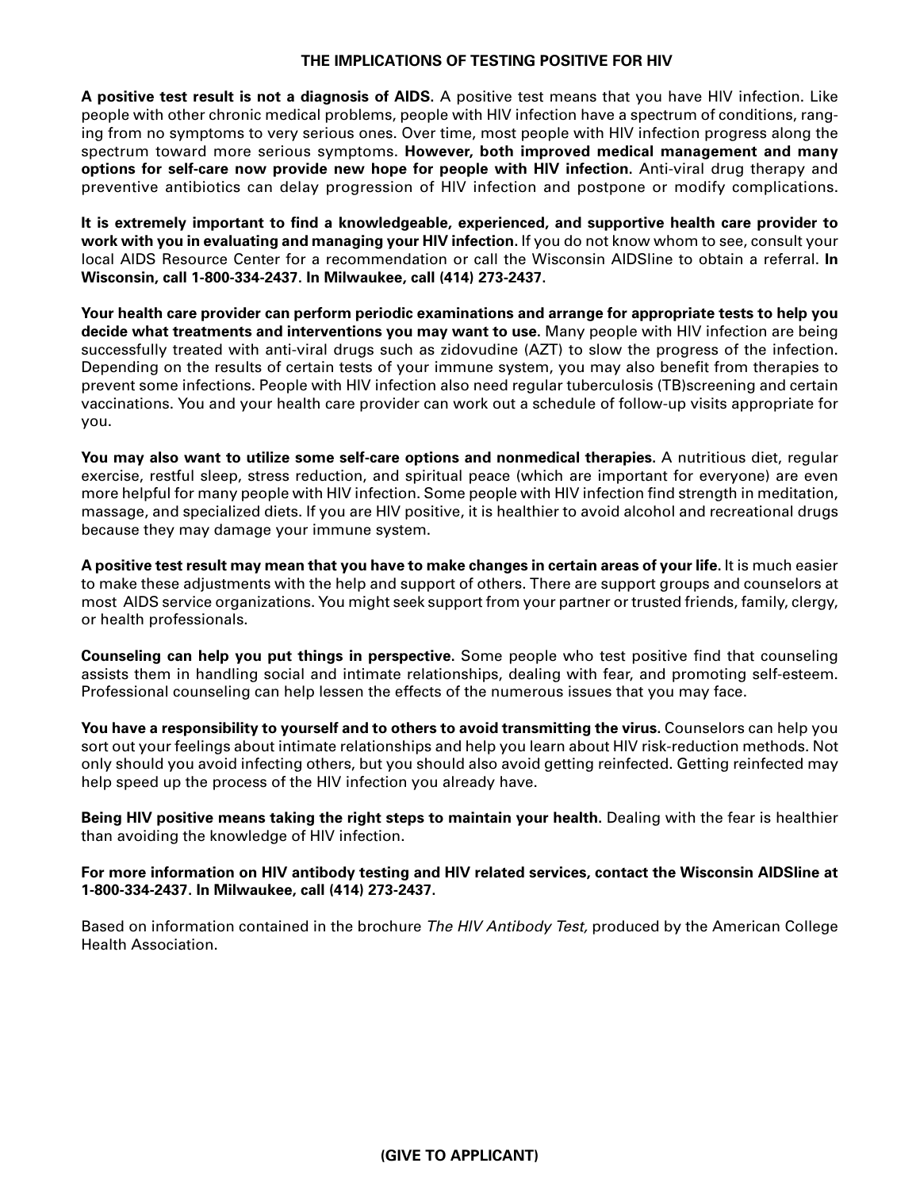## THE IMPLICATIONS OF TESTING POSITIVE FOR HIV

**A positive test result is not a diagnosis of AIDS.** A positive test means that you have HIV infection. Like people with other chronic medical problems, people with HIV infection have a spectrum of conditions, ranging from no symptoms to very serious ones. Over time, most people with HIV infection progress along the spectrum toward more serious symptoms. **However, both improved medical management and many options for self-care now provide new hope for people with HIV infection.** Anti-viral drug therapy and preventive antibiotics can delay progression of HIV infection and postpone or modify complications.

**It is extremely important to find a knowledgeable, experienced, and supportive health care provider to work with you in evaluating and managing your HIV infection.** If you do not know whom to see, consult your local AIDS Resource Center for a recommendation or call the Wisconsin AIDSline to obtain a referral. **In Wisconsin, call 1-800-334-2437. In Milwaukee, call (414) 273-2437.**

**Your health care provider can perform periodic examinations and arrange for appropriate tests to help you decide what treatments and interventions you may want to use.** Many people with HIV infection are being successfully treated with anti-viral drugs such as zidovudine (AZT) to slow the progress of the infection. Depending on the results of certain tests of your immune system, you may also benefit from therapies to prevent some infections. People with HIV infection also need regular tuberculosis (TB)screening and certain vaccinations. You and your health care provider can work out a schedule of follow-up visits appropriate for you.

**You may also want to utilize some self-care options and nonmedical therapies.** A nutritious diet, regular exercise, restful sleep, stress reduction, and spiritual peace (which are important for everyone) are even more helpful for many people with HIV infection. Some people with HIV infection find strength in meditation, massage, and specialized diets. If you are HIV positive, it is healthier to avoid alcohol and recreational drugs because they may damage your immune system.

**A positive test result may mean that you have to make changes in certain areas of your life.** It is much easier to make these adjustments with the help and support of others. There are support groups and counselors at most AIDS service organizations. You might seek support from your partner or trusted friends, family, clergy, or health professionals.

**Counseling can help you put things in perspective.** Some people who test positive find that counseling assists them in handling social and intimate relationships, dealing with fear, and promoting self-esteem. Professional counseling can help lessen the effects of the numerous issues that you may face.

**You have a responsibility to yourself and to others to avoid transmitting the virus.** Counselors can help you sort out your feelings about intimate relationships and help you learn about HIV risk-reduction methods. Not only should you avoid infecting others, but you should also avoid getting reinfected. Getting reinfected may help speed up the process of the HIV infection you already have.

**Being HIV positive means taking the right steps to maintain your health.** Dealing with the fear is healthier than avoiding the knowledge of HIV infection.

**For more information on HIV antibody testing and HIV related services, contact the Wisconsin AIDSline at 1-800-334-2437. In Milwaukee, call (414) 273-2437.**

Based on information contained in the brochure *The HIV Antibody Test,* produced by the American College Health Association.

**(GIVE TO APPLICANT)**